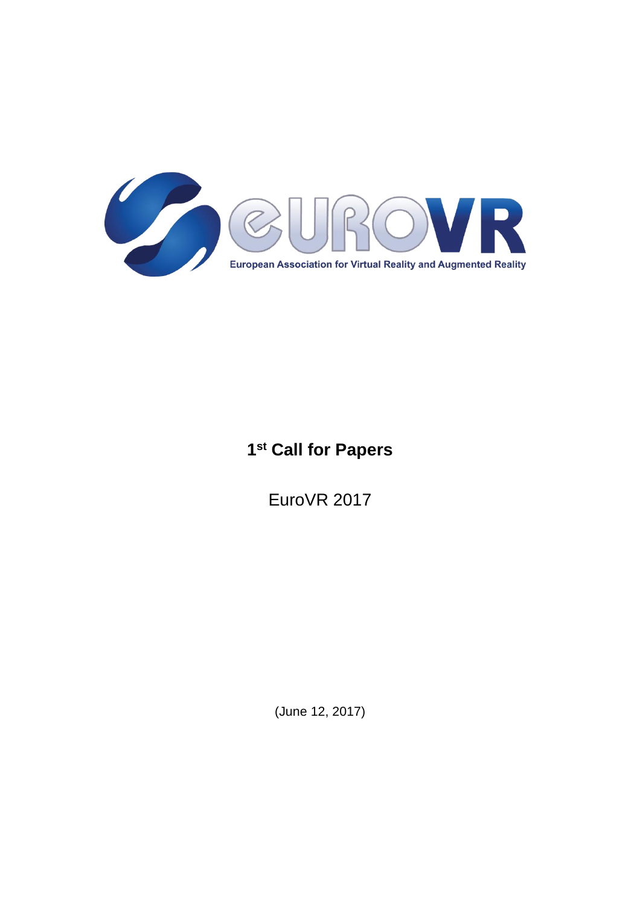eUROVR

European Association for Virtual Reality and Augmented Reality

# 1st Call for Papers

EuroVR 2017

(June 12, 2017)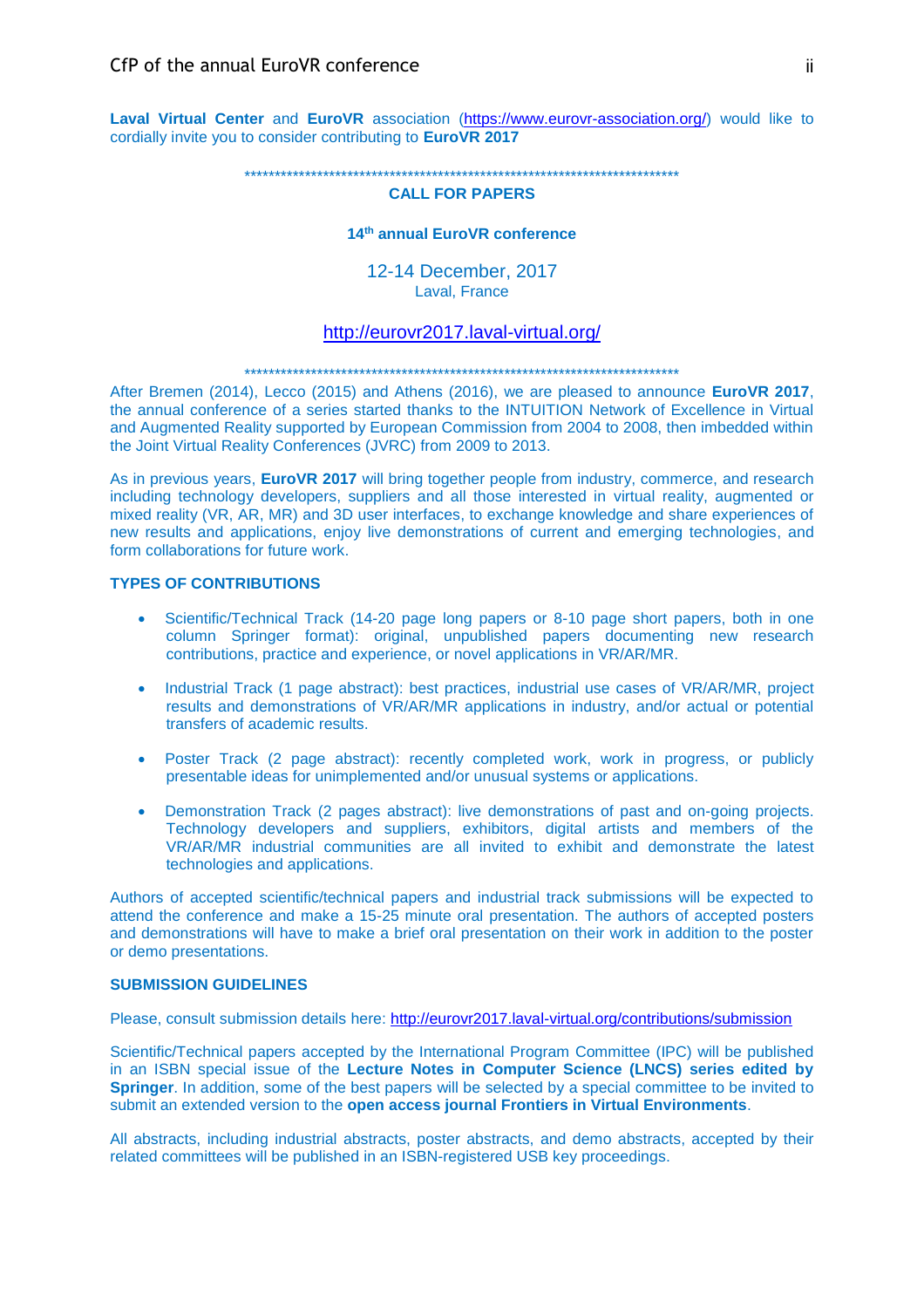**Laval Virtual Center** and **EuroVR** association (https://www.eurovr-association.org/) would like to cordially invite you to consider contributing to **EuroVR 2017**

***************************************************************************

**CALL FOR PAPERS**

**14th annual EuroVR conference**

12-14 December, 2017
Laval, France

http://eurovr2017.laval-virtual.org/

***************************************************************************

After Bremen (2014), Lecco (2015) and Athens (2016), we are pleased to announce **EuroVR 2017**, the annual conference of a series started thanks to the INTUITION Network of Excellence in Virtual and Augmented Reality supported by European Commission from 2004 to 2008, then imbedded within the Joint Virtual Reality Conferences (JVRC) from 2009 to 2013.

As in previous years, **EuroVR 2017** will bring together people from industry, commerce, and research including technology developers, suppliers and all those interested in virtual reality, augmented or mixed reality (VR, AR, MR) and 3D user interfaces, to exchange knowledge and share experiences of new results and applications, enjoy live demonstrations of current and emerging technologies, and form collaborations for future work.

## TYPES OF CONTRIBUTIONS

- Scientific/Technical Track (14-20 page long papers or 8-10 page short papers, both in one column Springer format): original, unpublished papers documenting new research contributions, practice and experience, or novel applications in VR/AR/MR.
- Industrial Track (1 page abstract): best practices, industrial use cases of VR/AR/MR, project results and demonstrations of VR/AR/MR applications in industry, and/or actual or potential transfers of academic results.
- Poster Track (2 page abstract): recently completed work, work in progress, or publicly presentable ideas for unimplemented and/or unusual systems or applications.
- Demonstration Track (2 pages abstract): live demonstrations of past and on-going projects. Technology developers and suppliers, exhibitors, digital artists and members of the VR/AR/MR industrial communities are all invited to exhibit and demonstrate the latest technologies and applications.

Authors of accepted scientific/technical papers and industrial track submissions will be expected to attend the conference and make a 15-25 minute oral presentation. The authors of accepted posters and demonstrations will have to make a brief oral presentation on their work in addition to the poster or demo presentations.

## SUBMISSION GUIDELINES

Please, consult submission details here: http://eurovr2017.laval-virtual.org/contributions/submission

Scientific/Technical papers accepted by the International Program Committee (IPC) will be published in an ISBN special issue of the **Lecture Notes in Computer Science (LNCS) series edited by Springer**. In addition, some of the best papers will be selected by a special committee to be invited to submit an extended version to the **open access journal Frontiers in Virtual Environments**.

All abstracts, including industrial abstracts, poster abstracts, and demo abstracts, accepted by their related committees will be published in an ISBN-registered USB key proceedings.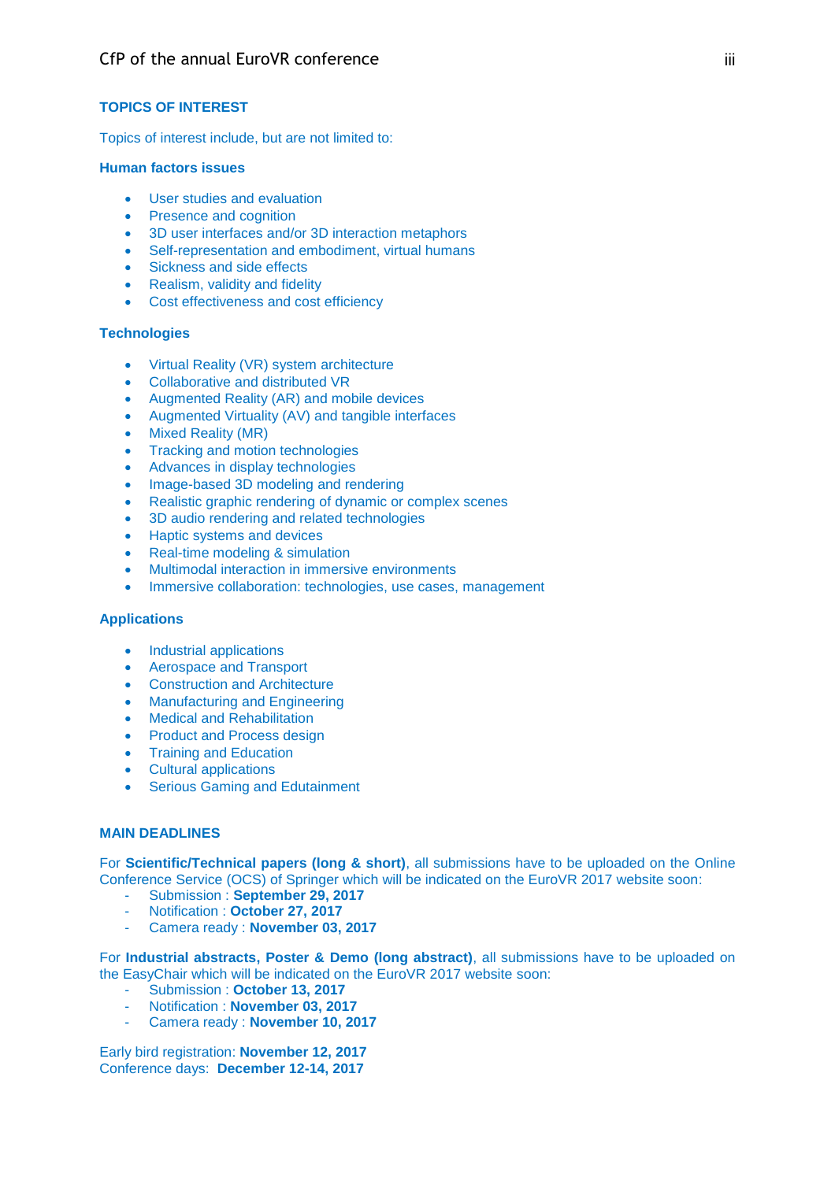## TOPICS OF INTEREST

Topics of interest include, but are not limited to:

### Human factors issues

- User studies and evaluation
- Presence and cognition
- 3D user interfaces and/or 3D interaction metaphors
- Self-representation and embodiment, virtual humans
- Sickness and side effects
- Realism, validity and fidelity
- Cost effectiveness and cost efficiency

### Technologies

- Virtual Reality (VR) system architecture
- Collaborative and distributed VR
- Augmented Reality (AR) and mobile devices
- Augmented Virtuality (AV) and tangible interfaces
- Mixed Reality (MR)
- Tracking and motion technologies
- Advances in display technologies
- Image-based 3D modeling and rendering
- Realistic graphic rendering of dynamic or complex scenes
- 3D audio rendering and related technologies
- Haptic systems and devices
- Real-time modeling & simulation
- Multimodal interaction in immersive environments
- Immersive collaboration: technologies, use cases, management

### Applications

- Industrial applications
- Aerospace and Transport
- Construction and Architecture
- Manufacturing and Engineering
- Medical and Rehabilitation
- Product and Process design
- Training and Education
- Cultural applications
- Serious Gaming and Edutainment

## MAIN DEADLINES

For **Scientific/Technical papers (long & short)**, all submissions have to be uploaded on the Online Conference Service (OCS) of Springer which will be indicated on the EuroVR 2017 website soon:

- Submission : **September 29, 2017**
- Notification : **October 27, 2017**
- Camera ready : **November 03, 2017**

For **Industrial abstracts, Poster & Demo (long abstract)**, all submissions have to be uploaded on the EasyChair which will be indicated on the EuroVR 2017 website soon:

- Submission : **October 13, 2017**
- Notification : **November 03, 2017**
- Camera ready : **November 10, 2017**

Early bird registration: **November 12, 2017**
Conference days: **December 12-14, 2017**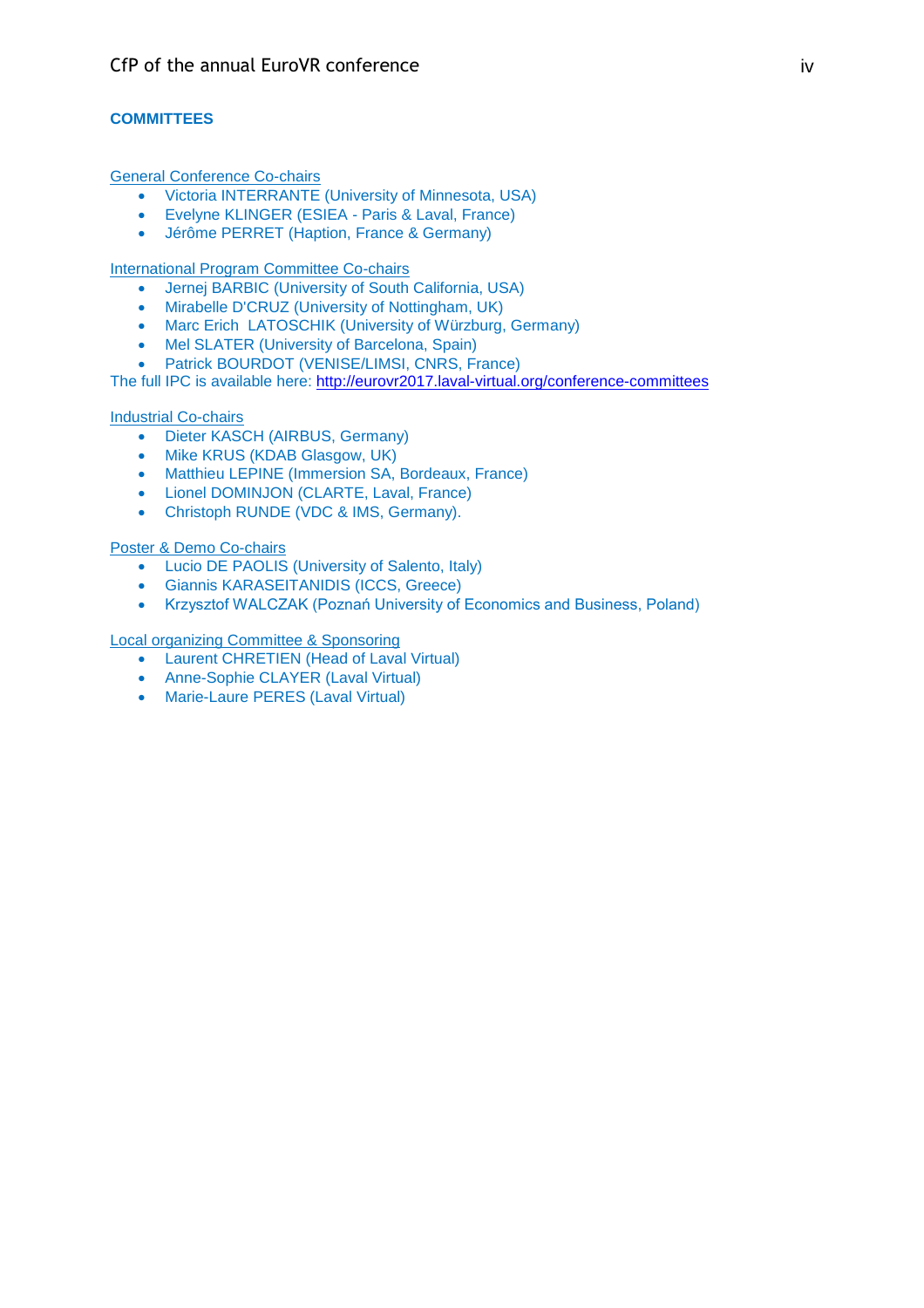## COMMITTEES

General Conference Co-chairs

- Victoria INTERRANTE (University of Minnesota, USA)
- Evelyne KLINGER (ESIEA - Paris & Laval, France)
- Jérôme PERRET (Haption, France & Germany)

International Program Committee Co-chairs

- Jernej BARBIC (University of South California, USA)
- Mirabelle D'CRUZ (University of Nottingham, UK)
- Marc Erich LATOSCHIK (University of Würzburg, Germany)
- Mel SLATER (University of Barcelona, Spain)
- Patrick BOURDOT (VENISE/LIMSI, CNRS, France)

The full IPC is available here: http://eurovr2017.laval-virtual.org/conference-committees

Industrial Co-chairs

- Dieter KASCH (AIRBUS, Germany)
- Mike KRUS (KDAB Glasgow, UK)
- Matthieu LEPINE (Immersion SA, Bordeaux, France)
- Lionel DOMINJON (CLARTE, Laval, France)
- Christoph RUNDE (VDC & IMS, Germany).

Poster & Demo Co-chairs

- Lucio DE PAOLIS (University of Salento, Italy)
- Giannis KARASEITANIDIS (ICCS, Greece)
- Krzysztof WALCZAK (Poznań University of Economics and Business, Poland)

Local organizing Committee & Sponsoring

- Laurent CHRETIEN (Head of Laval Virtual)
- Anne-Sophie CLAYER (Laval Virtual)
- Marie-Laure PERES (Laval Virtual)